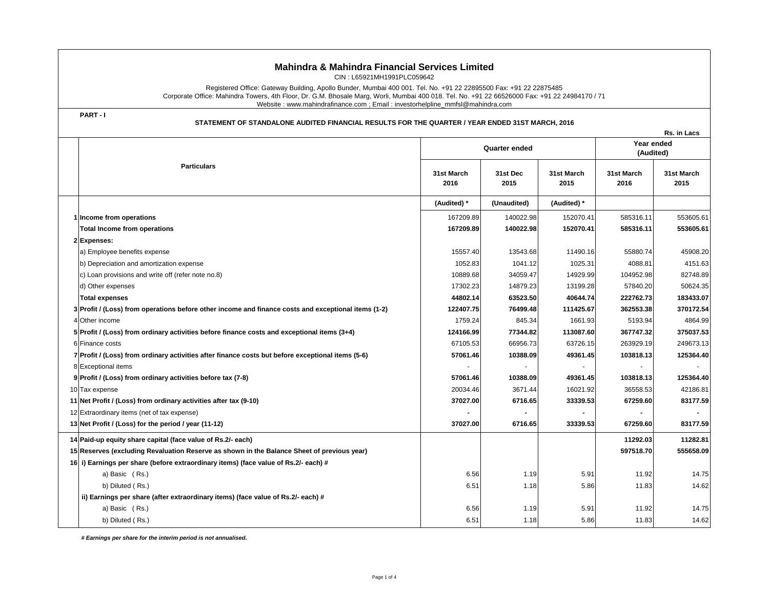# Mahindra & Mahindra Financial Services Limited

CIN : L65921MH1991PLC059642

Registered Office: Gateway Building, Apollo Bunder, Mumbai 400 001. Tel. No. +91 22 22895500 Fax: +91 22 22875485
Corporate Office: Mahindra Towers, 4th Floor, Dr. G.M. Bhosale Marg, Worli, Mumbai 400 018. Tel. No. +91 22 66526000 Fax: +91 22 24984170 / 71
Website : www.mahindrafinance.com ; Email : investorhelpline_mmfsl@mahindra.com

**PART - I**

**STATEMENT OF STANDALONE AUDITED FINANCIAL RESULTS FOR THE QUARTER / YEAR ENDED 31ST MARCH, 2016**

**Rs. in Lacs**

| | Particulars | Quarter ended | | | Year ended (Audited) | |
|---|---|---|---|---|---|---|
| | | 31st March 2016 | 31st Dec 2015 | 31st March 2015 | 31st March 2016 | 31st March 2015 |
| | | (Audited) * | (Unaudited) | (Audited) * | | |
| 1 | **Income from operations** | 167209.89 | 140022.98 | 152070.41 | 585316.11 | 553605.61 |
| | **Total Income from operations** | **167209.89** | **140022.98** | **152070.41** | **585316.11** | **553605.61** |
| 2 | **Expenses:** | | | | | |
| | a) Employee benefits expense | 15557.40 | 13543.68 | 11490.16 | 55880.74 | 45908.20 |
| | b) Depreciation and amortization expense | 1052.83 | 1041.12 | 1025.31 | 4088.81 | 4151.63 |
| | c) Loan provisions and write off (refer note no.8) | 10889.68 | 34059.47 | 14929.99 | 104952.98 | 82748.89 |
| | d) Other expenses | 17302.23 | 14879.23 | 13199.28 | 57840.20 | 50624.35 |
| | **Total expenses** | **44802.14** | **63523.50** | **40644.74** | **222762.73** | **183433.07** |
| 3 | **Profit / (Loss) from operations before other income and finance costs and exceptional items (1-2)** | **122407.75** | **76499.48** | **111425.67** | **362553.38** | **370172.54** |
| 4 | Other income | 1759.24 | 845.34 | 1661.93 | 5193.94 | 4864.99 |
| 5 | **Profit / (Loss) from ordinary activities before finance costs and exceptional items (3+4)** | **124166.99** | **77344.82** | **113087.60** | **367747.32** | **375037.53** |
| 6 | Finance costs | 67105.53 | 66956.73 | 63726.15 | 263929.19 | 249673.13 |
| 7 | **Profit / (Loss) from ordinary activities after finance costs but before exceptional items (5-6)** | **57061.46** | **10388.09** | **49361.45** | **103818.13** | **125364.40** |
| 8 | Exceptional items | - | - | - | - | - |
| 9 | **Profit / (Loss) from ordinary activities before tax (7-8)** | **57061.46** | **10388.09** | **49361.45** | **103818.13** | **125364.40** |
| 10 | Tax expense | 20034.46 | 3671.44 | 16021.92 | 36558.53 | 42186.81 |
| 11 | **Net Profit / (Loss) from ordinary activities after tax (9-10)** | **37027.00** | **6716.65** | **33339.53** | **67259.60** | **83177.59** |
| 12 | Extraordinary items (net of tax expense) | - | - | - | - | - |
| 13 | **Net Profit / (Loss) for the period / year (11-12)** | **37027.00** | **6716.65** | **33339.53** | **67259.60** | **83177.59** |
| 14 | **Paid-up equity share capital (face value of Rs.2/- each)** | | | | **11292.03** | **11282.81** |
| 15 | **Reserves (excluding Revaluation Reserve as shown in the Balance Sheet of previous year)** | | | | **597518.70** | **555658.09** |
| 16 | **i) Earnings per share (before extraordinary items) (face value of Rs.2/- each) #** | | | | | |
| | a) Basic ( Rs.) | 6.56 | 1.19 | 5.91 | 11.92 | 14.75 |
| | b) Diluted ( Rs.) | 6.51 | 1.18 | 5.86 | 11.83 | 14.62 |
| | **ii) Earnings per share (after extraordinary items) (face value of Rs.2/- each) #** | | | | | |
| | a) Basic ( Rs.) | 6.56 | 1.19 | 5.91 | 11.92 | 14.75 |
| | b) Diluted ( Rs.) | 6.51 | 1.18 | 5.86 | 11.83 | 14.62 |

***# Earnings per share for the interim period is not annualised.***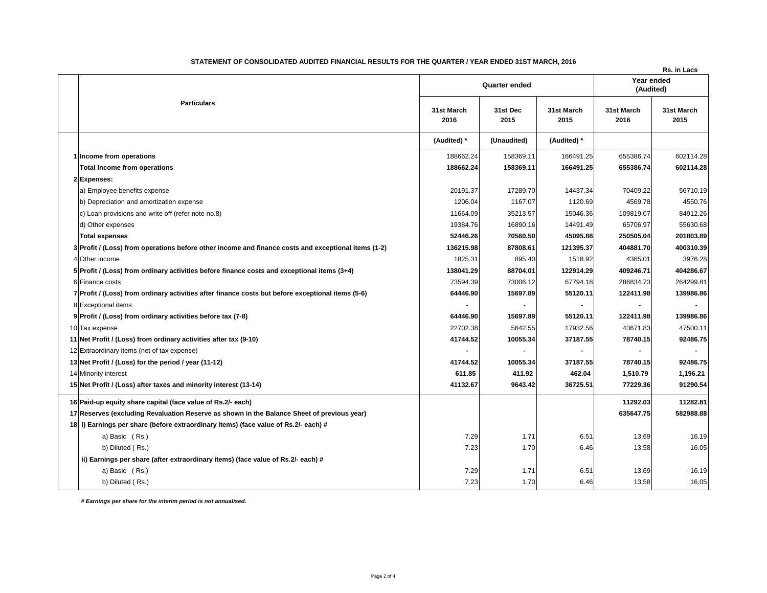**STATEMENT OF CONSOLIDATED AUDITED FINANCIAL RESULTS FOR THE QUARTER / YEAR ENDED 31ST MARCH, 2016**

**Rs. in Lacs**

| | Particulars | Quarter ended | | | Year ended (Audited) | |
|---|---|---|---|---|---|---|
| | | 31st March 2016 | 31st Dec 2015 | 31st March 2015 | 31st March 2016 | 31st March 2015 |
| | | (Audited) * | (Unaudited) | (Audited) * | | |
| 1 | **Income from operations** | 188662.24 | 158369.11 | 166491.25 | 655386.74 | 602114.28 |
| | **Total Income from operations** | **188662.24** | **158369.11** | **166491.25** | **655386.74** | **602114.28** |
| 2 | **Expenses:** | | | | | |
| | a) Employee benefits expense | 20191.37 | 17289.70 | 14437.34 | 70409.22 | 56710.19 |
| | b) Depreciation and amortization expense | 1206.04 | 1167.07 | 1120.69 | 4569.78 | 4550.76 |
| | c) Loan provisions and write off (refer note no.8) | 11664.09 | 35213.57 | 15046.36 | 109819.07 | 84912.26 |
| | d) Other expenses | 19384.76 | 16890.16 | 14491.49 | 65706.97 | 55630.68 |
| | **Total expenses** | **52446.26** | **70560.50** | **45095.88** | **250505.04** | **201803.89** |
| 3 | **Profit / (Loss) from operations before other income and finance costs and exceptional items (1-2)** | **136215.98** | **87808.61** | **121395.37** | **404881.70** | **400310.39** |
| 4 | Other income | 1825.31 | 895.40 | 1518.92 | 4365.01 | 3976.28 |
| 5 | **Profit / (Loss) from ordinary activities before finance costs and exceptional items (3+4)** | **138041.29** | **88704.01** | **122914.29** | **409246.71** | **404286.67** |
| 6 | Finance costs | 73594.39 | 73006.12 | 67794.18 | 286834.73 | 264299.81 |
| 7 | **Profit / (Loss) from ordinary activities after finance costs but before exceptional items (5-6)** | **64446.90** | **15697.89** | **55120.11** | **122411.98** | **139986.86** |
| 8 | Exceptional items | - | - | - | - | - |
| 9 | **Profit / (Loss) from ordinary activities before tax (7-8)** | **64446.90** | **15697.89** | **55120.11** | **122411.98** | **139986.86** |
| 10 | Tax expense | 22702.38 | 5642.55 | 17932.56 | 43671.83 | 47500.11 |
| 11 | **Net Profit / (Loss) from ordinary activities after tax (9-10)** | **41744.52** | **10055.34** | **37187.55** | **78740.15** | **92486.75** |
| 12 | Extraordinary items (net of tax expense) | - | - | - | - | - |
| 13 | **Net Profit / (Loss) for the period / year (11-12)** | **41744.52** | **10055.34** | **37187.55** | **78740.15** | **92486.75** |
| 14 | Minority interest | **611.85** | **411.92** | **462.04** | **1,510.79** | **1,196.21** |
| 15 | **Net Profit / (Loss) after taxes and minority interest (13-14)** | **41132.67** | **9643.42** | **36725.51** | **77229.36** | **91290.54** |
| 16 | **Paid-up equity share capital (face value of Rs.2/- each)** | | | | **11292.03** | **11282.81** |
| 17 | **Reserves (excluding Revaluation Reserve as shown in the Balance Sheet of previous year)** | | | | **635647.75** | **582988.88** |
| 18 | **i) Earnings per share (before extraordinary items) (face value of Rs.2/- each) #** | | | | | |
| | a) Basic ( Rs.) | 7.29 | 1.71 | 6.51 | 13.69 | 16.19 |
| | b) Diluted ( Rs.) | 7.23 | 1.70 | 6.46 | 13.58 | 16.05 |
| | **ii) Earnings per share (after extraordinary items) (face value of Rs.2/- each) #** | | | | | |
| | a) Basic ( Rs.) | 7.29 | 1.71 | 6.51 | 13.69 | 16.19 |
| | b) Diluted ( Rs.) | 7.23 | 1.70 | 6.46 | 13.58 | 16.05 |

***# Earnings per share for the interim period is not annualised.***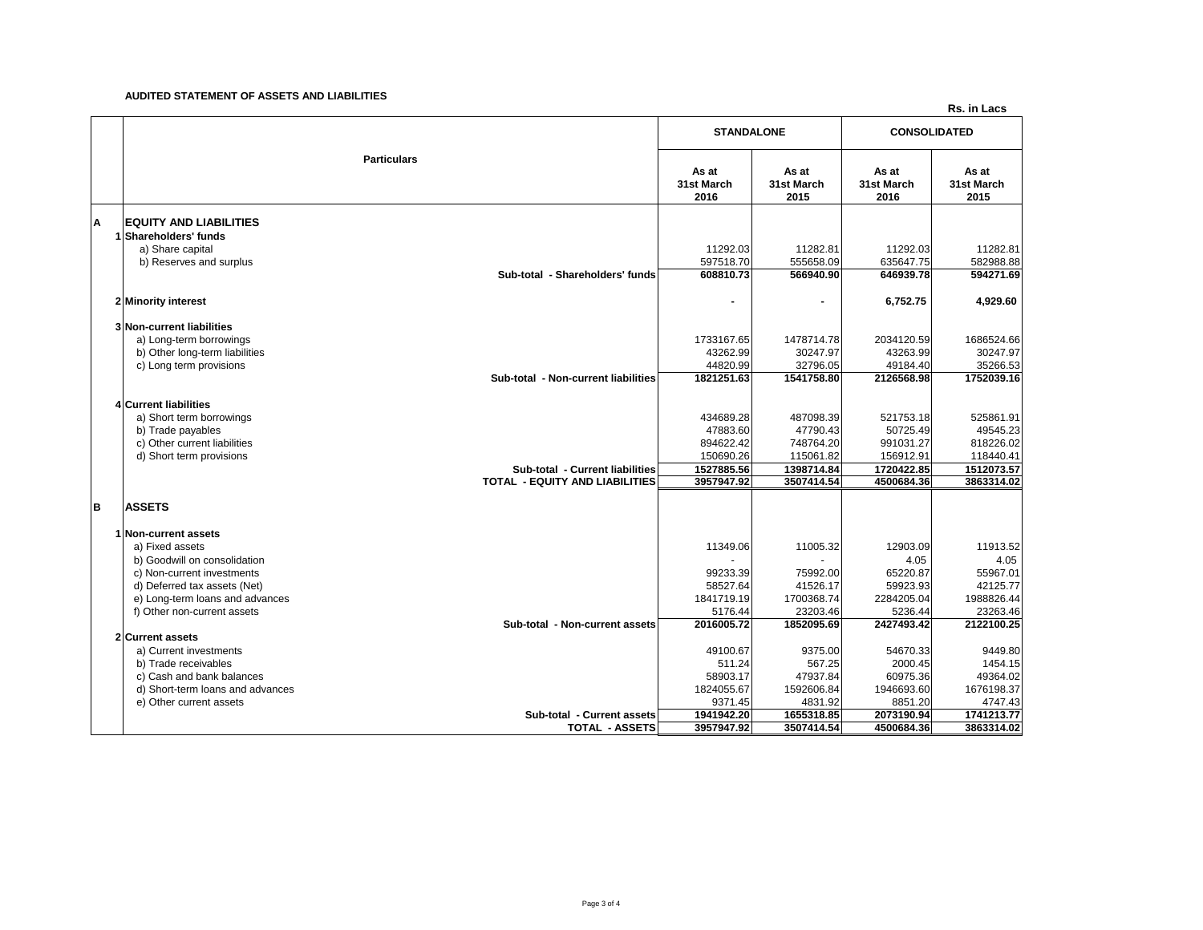**AUDITED STATEMENT OF ASSETS AND LIABILITIES**

**Rs. in Lacs**

| | Particulars | STANDALONE | | CONSOLIDATED | |
|---|---|---|---|---|---|
| | | As at 31st March 2016 | As at 31st March 2015 | As at 31st March 2016 | As at 31st March 2015 |
| **A** | **EQUITY AND LIABILITIES** | | | | |
| 1 | **Shareholders' funds** | | | | |
| | a) Share capital | 11292.03 | 11282.81 | 11292.03 | 11282.81 |
| | b) Reserves and surplus | 597518.70 | 555658.09 | 635647.75 | 582988.88 |
| | **Sub-total - Shareholders' funds** | **608810.73** | **566940.90** | **646939.78** | **594271.69** |
| 2 | **Minority interest** | **-** | **-** | **6,752.75** | **4,929.60** |
| 3 | **Non-current liabilities** | | | | |
| | a) Long-term borrowings | 1733167.65 | 1478714.78 | 2034120.59 | 1686524.66 |
| | b) Other long-term liabilities | 43262.99 | 30247.97 | 43263.99 | 30247.97 |
| | c) Long term provisions | 44820.99 | 32796.05 | 49184.40 | 35266.53 |
| | **Sub-total - Non-current liabilities** | **1821251.63** | **1541758.80** | **2126568.98** | **1752039.16** |
| 4 | **Current liabilities** | | | | |
| | a) Short term borrowings | 434689.28 | 487098.39 | 521753.18 | 525861.91 |
| | b) Trade payables | 47883.60 | 47790.43 | 50725.49 | 49545.23 |
| | c) Other current liabilities | 894622.42 | 748764.20 | 991031.27 | 818226.02 |
| | d) Short term provisions | 150690.26 | 115061.82 | 156912.91 | 118440.41 |
| | **Sub-total - Current liabilities** | **1527885.56** | **1398714.84** | **1720422.85** | **1512073.57** |
| | **TOTAL - EQUITY AND LIABILITIES** | **3957947.92** | **3507414.54** | **4500684.36** | **3863314.02** |
| **B** | **ASSETS** | | | | |
| 1 | **Non-current assets** | | | | |
| | a) Fixed assets | 11349.06 | 11005.32 | 12903.09 | 11913.52 |
| | b) Goodwill on consolidation | - | - | 4.05 | 4.05 |
| | c) Non-current investments | 99233.39 | 75992.00 | 65220.87 | 55967.01 |
| | d) Deferred tax assets (Net) | 58527.64 | 41526.17 | 59923.93 | 42125.77 |
| | e) Long-term loans and advances | 1841719.19 | 1700368.74 | 2284205.04 | 1988826.44 |
| | f) Other non-current assets | 5176.44 | 23203.46 | 5236.44 | 23263.46 |
| | **Sub-total - Non-current assets** | **2016005.72** | **1852095.69** | **2427493.42** | **2122100.25** |
| 2 | **Current assets** | | | | |
| | a) Current investments | 49100.67 | 9375.00 | 54670.33 | 9449.80 |
| | b) Trade receivables | 511.24 | 567.25 | 2000.45 | 1454.15 |
| | c) Cash and bank balances | 58903.17 | 47937.84 | 60975.36 | 49364.02 |
| | d) Short-term loans and advances | 1824055.67 | 1592606.84 | 1946693.60 | 1676198.37 |
| | e) Other current assets | 9371.45 | 4831.92 | 8851.20 | 4747.43 |
| | **Sub-total - Current assets** | **1941942.20** | **1655318.85** | **2073190.94** | **1741213.77** |
| | **TOTAL - ASSETS** | **3957947.92** | **3507414.54** | **4500684.36** | **3863314.02** |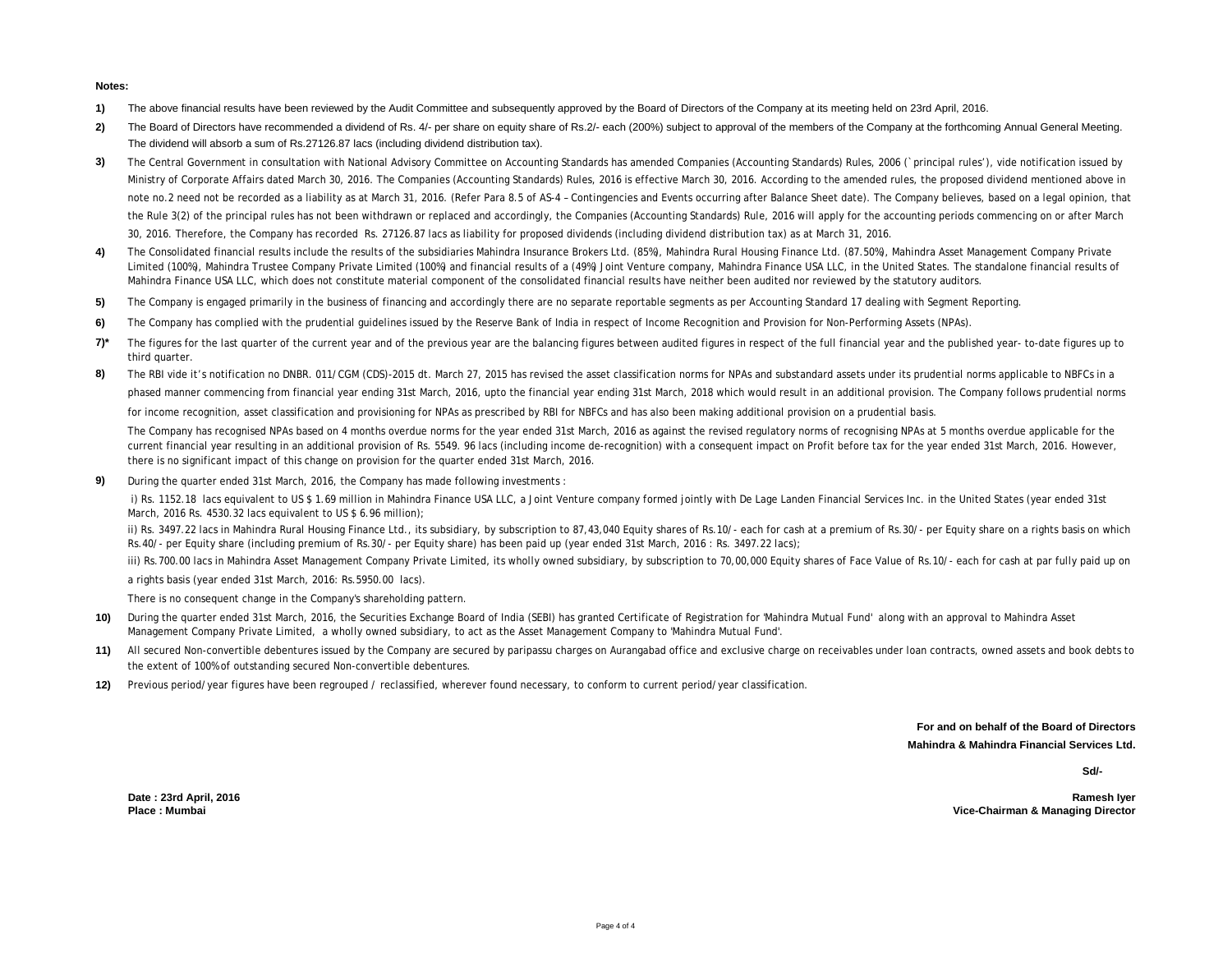**Notes:**

1) The above financial results have been reviewed by the Audit Committee and subsequently approved by the Board of Directors of the Company at its meeting held on 23rd April, 2016.

2) The Board of Directors have recommended a dividend of Rs. 4/- per share on equity share of Rs.2/- each (200%) subject to approval of the members of the Company at the forthcoming Annual General Meeting. The dividend will absorb a sum of Rs.27126.87 lacs (including dividend distribution tax).

3) The Central Government in consultation with National Advisory Committee on Accounting Standards has amended Companies (Accounting Standards) Rules, 2006 (`principal rules'), vide notification issued by Ministry of Corporate Affairs dated March 30, 2016. The Companies (Accounting Standards) Rules, 2016 is effective March 30, 2016. According to the amended rules, the proposed dividend mentioned above in note no.2 need not be recorded as a liability as at March 31, 2016. (Refer Para 8.5 of AS-4 – Contingencies and Events occurring after Balance Sheet date). The Company believes, based on a legal opinion, that the Rule 3(2) of the principal rules has not been withdrawn or replaced and accordingly, the Companies (Accounting Standards) Rule, 2016 will apply for the accounting periods commencing on or after March 30, 2016. Therefore, the Company has recorded Rs. 27126.87 lacs as liability for proposed dividends (including dividend distribution tax) as at March 31, 2016.

4) The Consolidated financial results include the results of the subsidiaries Mahindra Insurance Brokers Ltd. (85%), Mahindra Rural Housing Finance Ltd. (87.50%), Mahindra Asset Management Company Private Limited (100%), Mahindra Trustee Company Private Limited (100%) and financial results of a (49%) Joint Venture company, Mahindra Finance USA LLC, in the United States. The standalone financial results of Mahindra Finance USA LLC, which does not constitute material component of the consolidated financial results have neither been audited nor reviewed by the statutory auditors.

5) The Company is engaged primarily in the business of financing and accordingly there are no separate reportable segments as per Accounting Standard 17 dealing with Segment Reporting.

6) The Company has complied with the prudential guidelines issued by the Reserve Bank of India in respect of Income Recognition and Provision for Non-Performing Assets (NPAs).

7)* The figures for the last quarter of the current year and of the previous year are the balancing figures between audited figures in respect of the full financial year and the published year- to-date figures up to third quarter.

8) The RBI vide it's notification no DNBR. 011/CGM (CDS)-2015 dt. March 27, 2015 has revised the asset classification norms for NPAs and substandard assets under its prudential norms applicable to NBFCs in a phased manner commencing from financial year ending 31st March, 2016, upto the financial year ending 31st March, 2018 which would result in an additional provision. The Company follows prudential norms for income recognition, asset classification and provisioning for NPAs as prescribed by RBI for NBFCs and has also been making additional provision on a prudential basis.

The Company has recognised NPAs based on 4 months overdue norms for the year ended 31st March, 2016 as against the revised regulatory norms of recognising NPAs at 5 months overdue applicable for the current financial year resulting in an additional provision of Rs. 5549. 96 lacs (including income de-recognition) with a consequent impact on Profit before tax for the year ended 31st March, 2016. However, there is no significant impact of this change on provision for the quarter ended 31st March, 2016.

9) During the quarter ended 31st March, 2016, the Company has made following investments :

i) Rs. 1152.18 lacs equivalent to US $ 1.69 million in Mahindra Finance USA LLC, a Joint Venture company formed jointly with De Lage Landen Financial Services Inc. in the United States (year ended 31st March, 2016 Rs. 4530.32 lacs equivalent to US $ 6.96 million);

ii) Rs. 3497.22 lacs in Mahindra Rural Housing Finance Ltd., its subsidiary, by subscription to 87,43,040 Equity shares of Rs.10/- each for cash at a premium of Rs.30/- per Equity share on a rights basis on which Rs.40/- per Equity share (including premium of Rs.30/- per Equity share) has been paid up (year ended 31st March, 2016 : Rs. 3497.22 lacs);

iii) Rs.700.00 lacs in Mahindra Asset Management Company Private Limited, its wholly owned subsidiary, by subscription to 70,00,000 Equity shares of Face Value of Rs.10/- each for cash at par fully paid up on a rights basis (year ended 31st March, 2016: Rs.5950.00 lacs).

There is no consequent change in the Company's shareholding pattern.

10) During the quarter ended 31st March, 2016, the Securities Exchange Board of India (SEBI) has granted Certificate of Registration for 'Mahindra Mutual Fund' along with an approval to Mahindra Asset Management Company Private Limited, a wholly owned subsidiary, to act as the Asset Management Company to 'Mahindra Mutual Fund'.

11) All secured Non-convertible debentures issued by the Company are secured by paripassu charges on Aurangabad office and exclusive charge on receivables under loan contracts, owned assets and book debts to the extent of 100% of outstanding secured Non-convertible debentures.

12) Previous period/year figures have been regrouped / reclassified, wherever found necessary, to conform to current period/year classification.

**For and on behalf of the Board of Directors**
**Mahindra & Mahindra Financial Services Ltd.**

**Sd/-**

**Ramesh Iyer**
**Vice-Chairman & Managing Director**

**Date : 23rd April, 2016**
**Place : Mumbai**